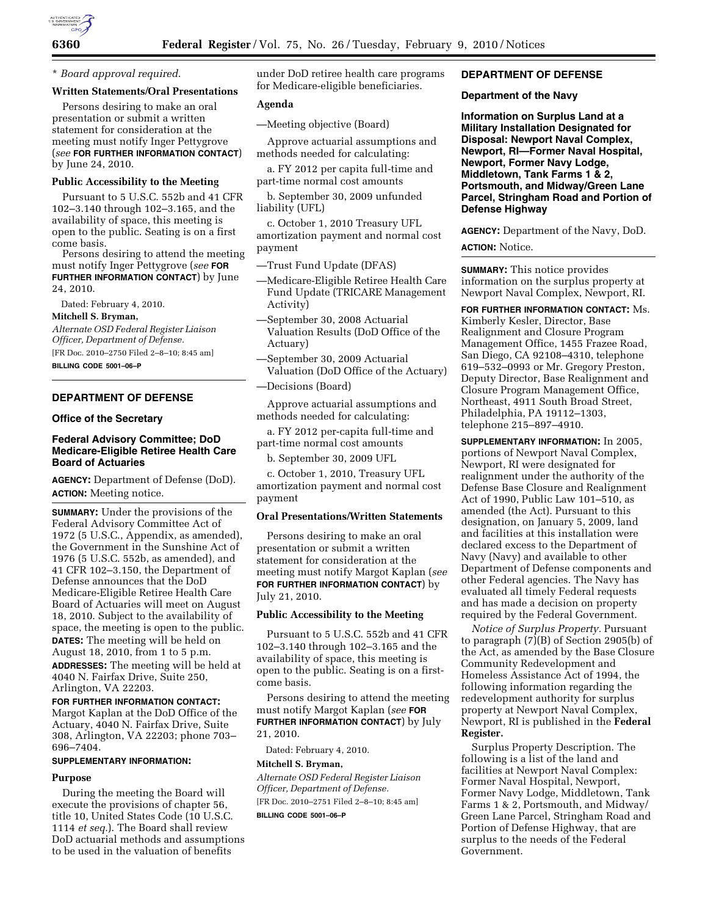\* *Board approval required.*

**Written Statements/Oral Presentations**

Persons desiring to make an oral presentation or submit a written statement for consideration at the meeting must notify Inger Pettygrove (*see* **FOR FURTHER INFORMATION CONTACT**) by June 24, 2010.

**Public Accessibility to the Meeting**

Pursuant to 5 U.S.C. 552b and 41 CFR 102–3.140 through 102–3.165, and the availability of space, this meeting is open to the public. Seating is on a first come basis.

Persons desiring to attend the meeting must notify Inger Pettygrove (*see* **FOR FURTHER INFORMATION CONTACT**) by June 24, 2010.

Dated: February 4, 2010.

**Mitchell S. Bryman,**

*Alternate OSD Federal Register Liaison Officer, Department of Defense.*

[FR Doc. 2010–2750 Filed 2–8–10; 8:45 am]

**BILLING CODE 5001–06–P**

## DEPARTMENT OF DEFENSE

### Office of the Secretary

### Federal Advisory Committee; DoD Medicare-Eligible Retiree Health Care Board of Actuaries

**AGENCY:** Department of Defense (DoD).

**ACTION:** Meeting notice.

**SUMMARY:** Under the provisions of the Federal Advisory Committee Act of 1972 (5 U.S.C., Appendix, as amended), the Government in the Sunshine Act of 1976 (5 U.S.C. 552b, as amended), and 41 CFR 102–3.150, the Department of Defense announces that the DoD Medicare-Eligible Retiree Health Care Board of Actuaries will meet on August 18, 2010. Subject to the availability of space, the meeting is open to the public.

**DATES:** The meeting will be held on August 18, 2010, from 1 to 5 p.m.

**ADDRESSES:** The meeting will be held at 4040 N. Fairfax Drive, Suite 250, Arlington, VA 22203.

**FOR FURTHER INFORMATION CONTACT:** Margot Kaplan at the DoD Office of the Actuary, 4040 N. Fairfax Drive, Suite 308, Arlington, VA 22203; phone 703–696–7404.

**SUPPLEMENTARY INFORMATION:**

**Purpose**

During the meeting the Board will execute the provisions of chapter 56, title 10, United States Code (10 U.S.C. 1114 *et seq.*). The Board shall review DoD actuarial methods and assumptions to be used in the valuation of benefits under DoD retiree health care programs for Medicare-eligible beneficiaries.

**Agenda**

—Meeting objective (Board)

Approve actuarial assumptions and methods needed for calculating:

a. FY 2012 per capita full-time and part-time normal cost amounts

b. September 30, 2009 unfunded liability (UFL)

c. October 1, 2010 Treasury UFL amortization payment and normal cost payment

—Trust Fund Update (DFAS)

—Medicare-Eligible Retiree Health Care Fund Update (TRICARE Management Activity)

—September 30, 2008 Actuarial Valuation Results (DoD Office of the Actuary)

—September 30, 2009 Actuarial Valuation (DoD Office of the Actuary)

—Decisions (Board)

Approve actuarial assumptions and methods needed for calculating:

a. FY 2012 per-capita full-time and part-time normal cost amounts

b. September 30, 2009 UFL

c. October 1, 2010, Treasury UFL amortization payment and normal cost payment

**Oral Presentations/Written Statements**

Persons desiring to make an oral presentation or submit a written statement for consideration at the meeting must notify Margot Kaplan (*see* **FOR FURTHER INFORMATION CONTACT**) by July 21, 2010.

**Public Accessibility to the Meeting**

Pursuant to 5 U.S.C. 552b and 41 CFR 102–3.140 through 102–3.165 and the availability of space, this meeting is open to the public. Seating is on a first-come basis.

Persons desiring to attend the meeting must notify Margot Kaplan (*see* **FOR FURTHER INFORMATION CONTACT**) by July 21, 2010.

Dated: February 4, 2010.

**Mitchell S. Bryman,**

*Alternate OSD Federal Register Liaison Officer, Department of Defense.*

[FR Doc. 2010–2751 Filed 2–8–10; 8:45 am]

**BILLING CODE 5001–06–P**

## DEPARTMENT OF DEFENSE

### Department of the Navy

### Information on Surplus Land at a Military Installation Designated for Disposal: Newport Naval Complex, Newport, RI—Former Naval Hospital, Newport, Former Navy Lodge, Middletown, Tank Farms 1 & 2, Portsmouth, and Midway/Green Lane Parcel, Stringham Road and Portion of Defense Highway

**AGENCY:** Department of the Navy, DoD.

**ACTION:** Notice.

**SUMMARY:** This notice provides information on the surplus property at Newport Naval Complex, Newport, RI.

**FOR FURTHER INFORMATION CONTACT:** Ms. Kimberly Kesler, Director, Base Realignment and Closure Program Management Office, 1455 Frazee Road, San Diego, CA 92108–4310, telephone 619–532–0993 or Mr. Gregory Preston, Deputy Director, Base Realignment and Closure Program Management Office, Northeast, 4911 South Broad Street, Philadelphia, PA 19112–1303, telephone 215–897–4910.

**SUPPLEMENTARY INFORMATION:** In 2005, portions of Newport Naval Complex, Newport, RI were designated for realignment under the authority of the Defense Base Closure and Realignment Act of 1990, Public Law 101–510, as amended (the Act). Pursuant to this designation, on January 5, 2009, land and facilities at this installation were declared excess to the Department of Navy (Navy) and available to other Department of Defense components and other Federal agencies. The Navy has evaluated all timely Federal requests and has made a decision on property required by the Federal Government.

*Notice of Surplus Property.* Pursuant to paragraph (7)(B) of Section 2905(b) of the Act, as amended by the Base Closure Community Redevelopment and Homeless Assistance Act of 1994, the following information regarding the redevelopment authority for surplus property at Newport Naval Complex, Newport, RI is published in the **Federal Register.**

Surplus Property Description. The following is a list of the land and facilities at Newport Naval Complex: Former Naval Hospital, Newport, Former Navy Lodge, Middletown, Tank Farms 1 & 2, Portsmouth, and Midway/Green Lane Parcel, Stringham Road and Portion of Defense Highway, that are surplus to the needs of the Federal Government.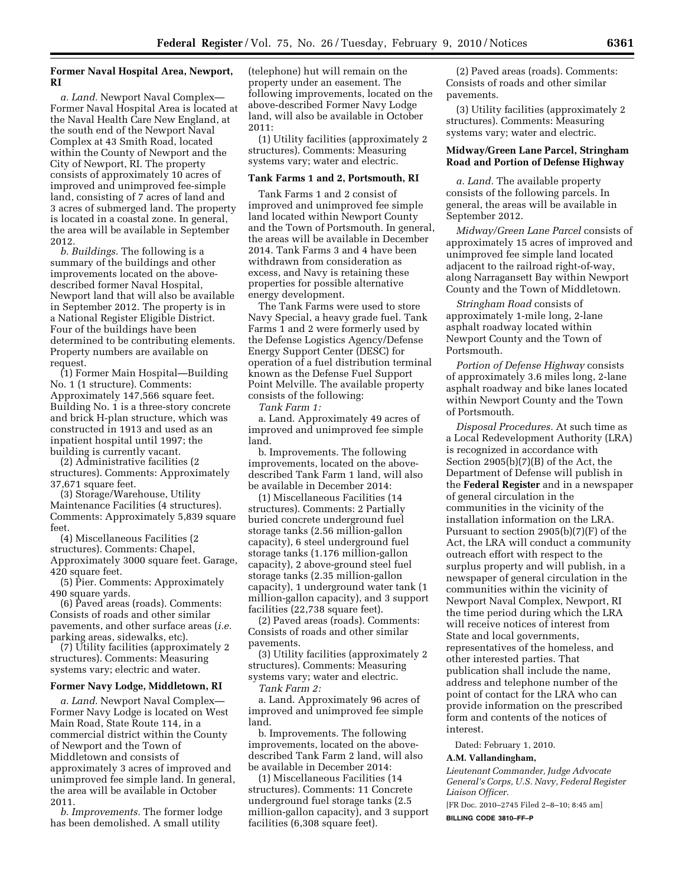### Former Naval Hospital Area, Newport, RI

*a. Land.* Newport Naval Complex—Former Naval Hospital Area is located at the Naval Health Care New England, at the south end of the Newport Naval Complex at 43 Smith Road, located within the County of Newport and the City of Newport, RI. The property consists of approximately 10 acres of improved and unimproved fee-simple land, consisting of 7 acres of land and 3 acres of submerged land. The property is located in a coastal zone. In general, the area will be available in September 2012.

*b. Buildings.* The following is a summary of the buildings and other improvements located on the above-described former Naval Hospital, Newport land that will also be available in September 2012. The property is in a National Register Eligible District. Four of the buildings have been determined to be contributing elements. Property numbers are available on request.

(1) Former Main Hospital—Building No. 1 (1 structure). Comments: Approximately 147,566 square feet. Building No. 1 is a three-story concrete and brick H-plan structure, which was constructed in 1913 and used as an inpatient hospital until 1997; the building is currently vacant.

(2) Administrative facilities (2 structures). Comments: Approximately 37,671 square feet.

(3) Storage/Warehouse, Utility Maintenance Facilities (4 structures). Comments: Approximately 5,839 square feet.

(4) Miscellaneous Facilities (2 structures). Comments: Chapel, Approximately 3000 square feet. Garage, 420 square feet.

(5) Pier. Comments: Approximately 490 square yards.

(6) Paved areas (roads). Comments: Consists of roads and other similar pavements, and other surface areas (*i.e.* parking areas, sidewalks, etc).

(7) Utility facilities (approximately 2 structures). Comments: Measuring systems vary; electric and water.

### Former Navy Lodge, Middletown, RI

*a. Land.* Newport Naval Complex—Former Navy Lodge is located on West Main Road, State Route 114, in a commercial district within the County of Newport and the Town of Middletown and consists of approximately 3 acres of improved and unimproved fee simple land. In general, the area will be available in October 2011.

*b. Improvements.* The former lodge has been demolished. A small utility (telephone) hut will remain on the property under an easement. The following improvements, located on the above-described Former Navy Lodge land, will also be available in October 2011:

(1) Utility facilities (approximately 2 structures). Comments: Measuring systems vary; water and electric.

### Tank Farms 1 and 2, Portsmouth, RI

Tank Farms 1 and 2 consist of improved and unimproved fee simple land located within Newport County and the Town of Portsmouth. In general, the areas will be available in December 2014. Tank Farms 3 and 4 have been withdrawn from consideration as excess, and Navy is retaining these properties for possible alternative energy development.

The Tank Farms were used to store Navy Special, a heavy grade fuel. Tank Farms 1 and 2 were formerly used by the Defense Logistics Agency/Defense Energy Support Center (DESC) for operation of a fuel distribution terminal known as the Defense Fuel Support Point Melville. The available property consists of the following:

*Tank Farm 1:*

a. Land. Approximately 49 acres of improved and unimproved fee simple land.

b. Improvements. The following improvements, located on the above-described Tank Farm 1 land, will also be available in December 2014:

(1) Miscellaneous Facilities (14 structures). Comments: 2 Partially buried concrete underground fuel storage tanks (2.56 million-gallon capacity), 6 steel underground fuel storage tanks (1.176 million-gallon capacity), 2 above-ground steel fuel storage tanks (2.35 million-gallon capacity), 1 underground water tank (1 million-gallon capacity), and 3 support facilities (22,738 square feet).

(2) Paved areas (roads). Comments: Consists of roads and other similar pavements.

(3) Utility facilities (approximately 2 structures). Comments: Measuring systems vary; water and electric.

*Tank Farm 2:*

a. Land. Approximately 96 acres of improved and unimproved fee simple land.

b. Improvements. The following improvements, located on the above-described Tank Farm 2 land, will also be available in December 2014:

(1) Miscellaneous Facilities (14 structures). Comments: 11 Concrete underground fuel storage tanks (2.5 million-gallon capacity), and 3 support facilities (6,308 square feet).

(2) Paved areas (roads). Comments: Consists of roads and other similar pavements.

(3) Utility facilities (approximately 2 structures). Comments: Measuring systems vary; water and electric.

### Midway/Green Lane Parcel, Stringham Road and Portion of Defense Highway

*a. Land.* The available property consists of the following parcels. In general, the areas will be available in September 2012.

*Midway/Green Lane Parcel* consists of approximately 15 acres of improved and unimproved fee simple land located adjacent to the railroad right-of-way, along Narragansett Bay within Newport County and the Town of Middletown.

*Stringham Road* consists of approximately 1-mile long, 2-lane asphalt roadway located within Newport County and the Town of Portsmouth.

*Portion of Defense Highway* consists of approximately 3.6 miles long, 2-lane asphalt roadway and bike lanes located within Newport County and the Town of Portsmouth.

*Disposal Procedures.* At such time as a Local Redevelopment Authority (LRA) is recognized in accordance with Section 2905(b)(7)(B) of the Act, the Department of Defense will publish in the **Federal Register** and in a newspaper of general circulation in the communities in the vicinity of the installation information on the LRA. Pursuant to section 2905(b)(7)(F) of the Act, the LRA will conduct a community outreach effort with respect to the surplus property and will publish, in a newspaper of general circulation in the communities within the vicinity of Newport Naval Complex, Newport, RI the time period during which the LRA will receive notices of interest from State and local governments, representatives of the homeless, and other interested parties. That publication shall include the name, address and telephone number of the point of contact for the LRA who can provide information on the prescribed form and contents of the notices of interest.

Dated: February 1, 2010.

**A.M. Vallandingham,**

*Lieutenant Commander, Judge Advocate General's Corps, U.S. Navy, Federal Register Liaison Officer.*

[FR Doc. 2010–2745 Filed 2–8–10; 8:45 am]

**BILLING CODE 3810–FF–P**